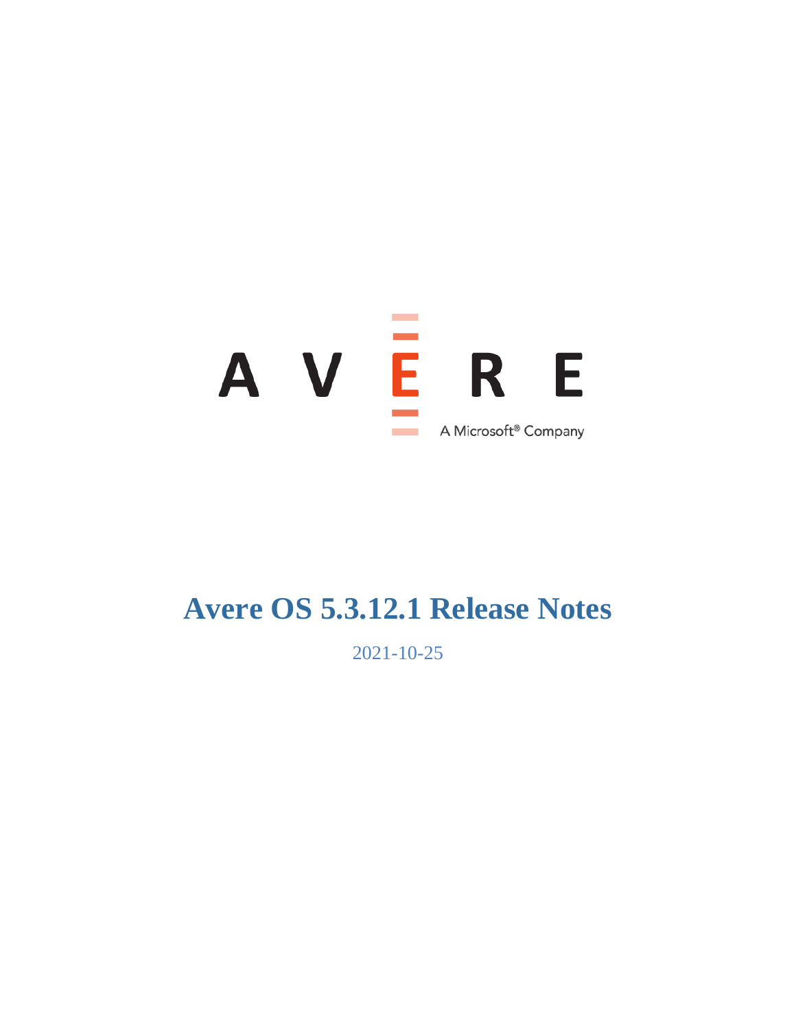A V E R E

A Microsoft® Company

# Avere OS 5.3.12.1 Release Notes

2021-10-25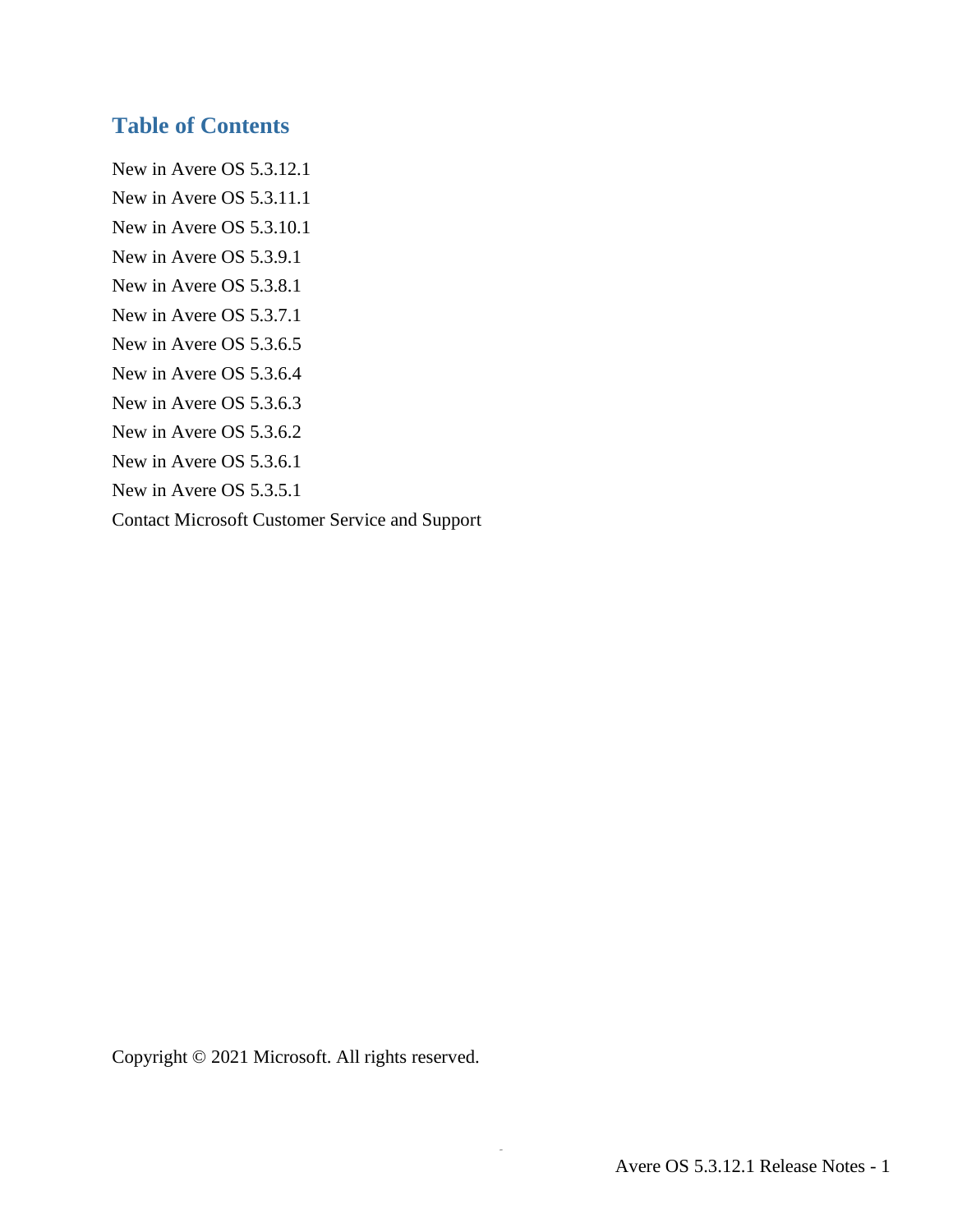## Table of Contents

New in Avere OS 5.3.12.1

New in Avere OS 5.3.11.1

New in Avere OS 5.3.10.1

New in Avere OS 5.3.9.1

New in Avere OS 5.3.8.1

New in Avere OS 5.3.7.1

New in Avere OS 5.3.6.5

New in Avere OS 5.3.6.4

New in Avere OS 5.3.6.3

New in Avere OS 5.3.6.2

New in Avere OS 5.3.6.1

New in Avere OS 5.3.5.1

Contact Microsoft Customer Service and Support

Copyright © 2021 Microsoft. All rights reserved.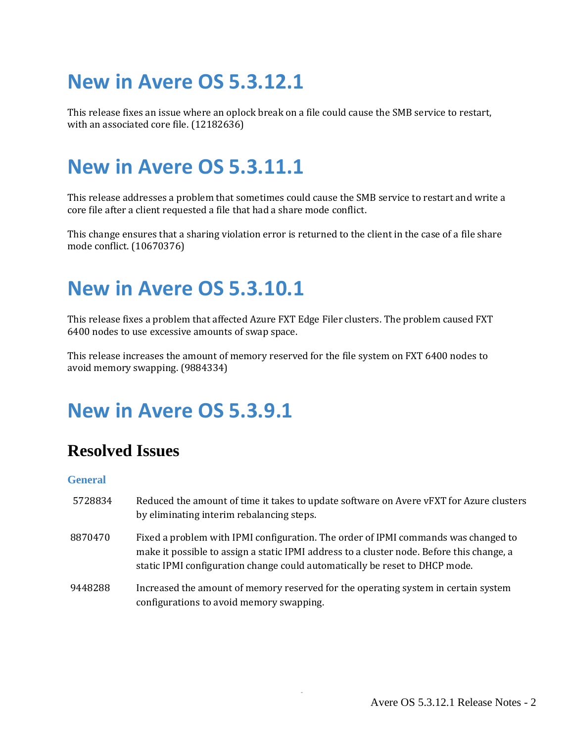# New in Avere OS 5.3.12.1

This release fixes an issue where an oplock break on a file could cause the SMB service to restart, with an associated core file. (12182636)

# New in Avere OS 5.3.11.1

This release addresses a problem that sometimes could cause the SMB service to restart and write a core file after a client requested a file that had a share mode conflict.

This change ensures that a sharing violation error is returned to the client in the case of a file share mode conflict. (10670376)

# New in Avere OS 5.3.10.1

This release fixes a problem that affected Azure FXT Edge Filer clusters. The problem caused FXT 6400 nodes to use excessive amounts of swap space.

This release increases the amount of memory reserved for the file system on FXT 6400 nodes to avoid memory swapping. (9884334)

# New in Avere OS 5.3.9.1

## Resolved Issues

### General

| | |
|---|---|
| 5728834 | Reduced the amount of time it takes to update software on Avere vFXT for Azure clusters by eliminating interim rebalancing steps. |
| 8870470 | Fixed a problem with IPMI configuration. The order of IPMI commands was changed to make it possible to assign a static IPMI address to a cluster node. Before this change, a static IPMI configuration change could automatically be reset to DHCP mode. |
| 9448288 | Increased the amount of memory reserved for the operating system in certain system configurations to avoid memory swapping. |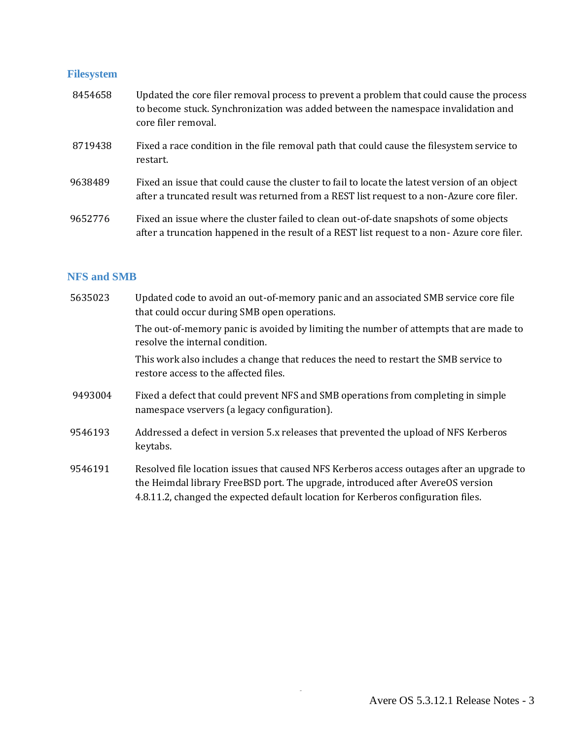### Filesystem

| | |
|---|---|
| 8454658 | Updated the core filer removal process to prevent a problem that could cause the process to become stuck. Synchronization was added between the namespace invalidation and core filer removal. |
| 8719438 | Fixed a race condition in the file removal path that could cause the filesystem service to restart. |
| 9638489 | Fixed an issue that could cause the cluster to fail to locate the latest version of an object after a truncated result was returned from a REST list request to a non-Azure core filer. |
| 9652776 | Fixed an issue where the cluster failed to clean out-of-date snapshots of some objects after a truncation happened in the result of a REST list request to a non- Azure core filer. |

### NFS and SMB

| | |
|---|---|
| 5635023 | Updated code to avoid an out-of-memory panic and an associated SMB service core file that could occur during SMB open operations.<br><br>The out-of-memory panic is avoided by limiting the number of attempts that are made to resolve the internal condition.<br><br>This work also includes a change that reduces the need to restart the SMB service to restore access to the affected files. |
| 9493004 | Fixed a defect that could prevent NFS and SMB operations from completing in simple namespace vservers (a legacy configuration). |
| 9546193 | Addressed a defect in version 5.x releases that prevented the upload of NFS Kerberos keytabs. |
| 9546191 | Resolved file location issues that caused NFS Kerberos access outages after an upgrade to the Heimdal library FreeBSD port. The upgrade, introduced after AvereOS version 4.8.11.2, changed the expected default location for Kerberos configuration files. |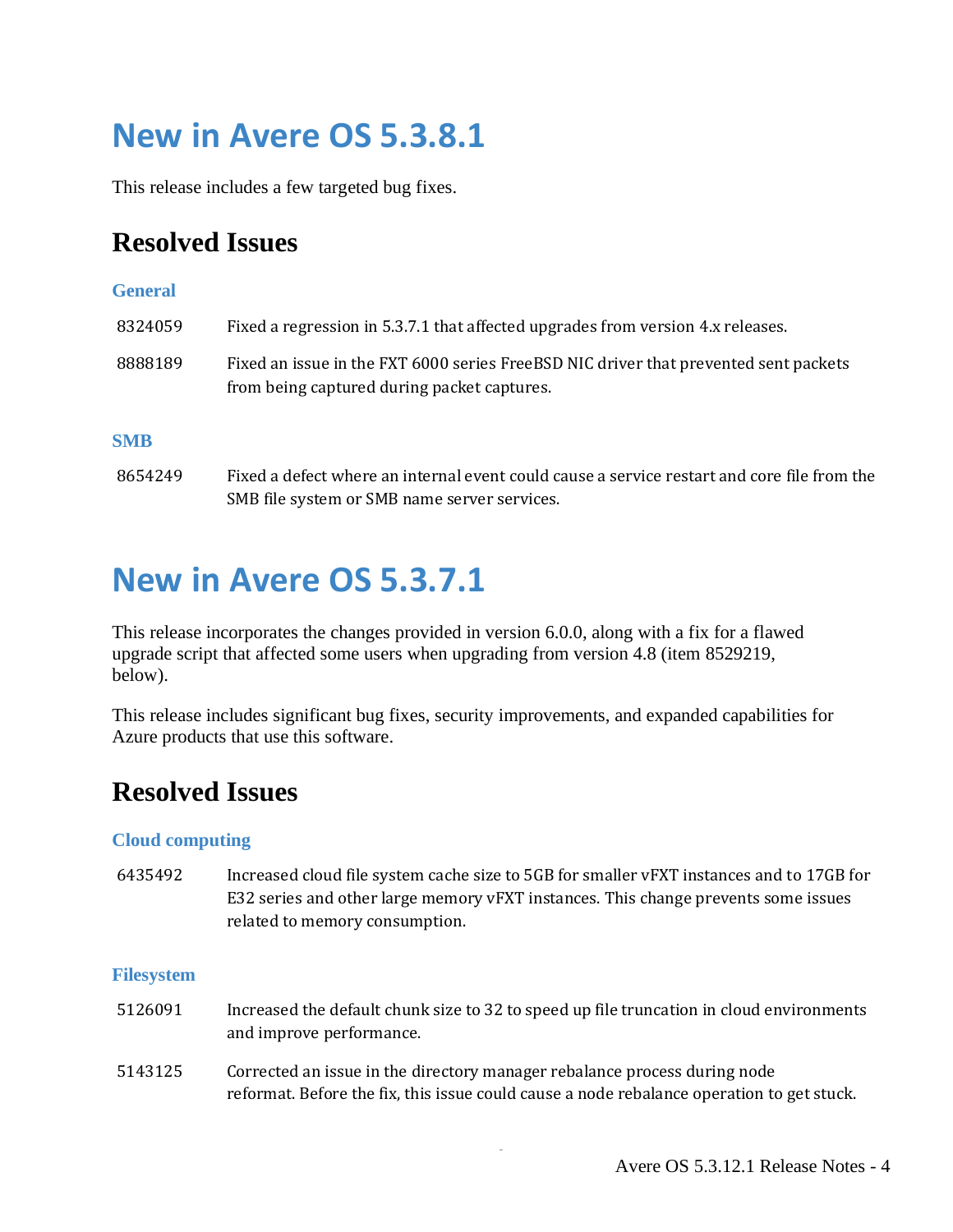# New in Avere OS 5.3.8.1

This release includes a few targeted bug fixes.

## Resolved Issues

### General

| | |
|---|---|
| 8324059 | Fixed a regression in 5.3.7.1 that affected upgrades from version 4.x releases. |
| 8888189 | Fixed an issue in the FXT 6000 series FreeBSD NIC driver that prevented sent packets from being captured during packet captures. |

### SMB

| | |
|---|---|
| 8654249 | Fixed a defect where an internal event could cause a service restart and core file from the SMB file system or SMB name server services. |

# New in Avere OS 5.3.7.1

This release incorporates the changes provided in version 6.0.0, along with a fix for a flawed upgrade script that affected some users when upgrading from version 4.8 (item 8529219, below).

This release includes significant bug fixes, security improvements, and expanded capabilities for Azure products that use this software.

## Resolved Issues

### Cloud computing

| | |
|---|---|
| 6435492 | Increased cloud file system cache size to 5GB for smaller vFXT instances and to 17GB for E32 series and other large memory vFXT instances. This change prevents some issues related to memory consumption. |

### Filesystem

| | |
|---|---|
| 5126091 | Increased the default chunk size to 32 to speed up file truncation in cloud environments and improve performance. |
| 5143125 | Corrected an issue in the directory manager rebalance process during node reformat. Before the fix, this issue could cause a node rebalance operation to get stuck. |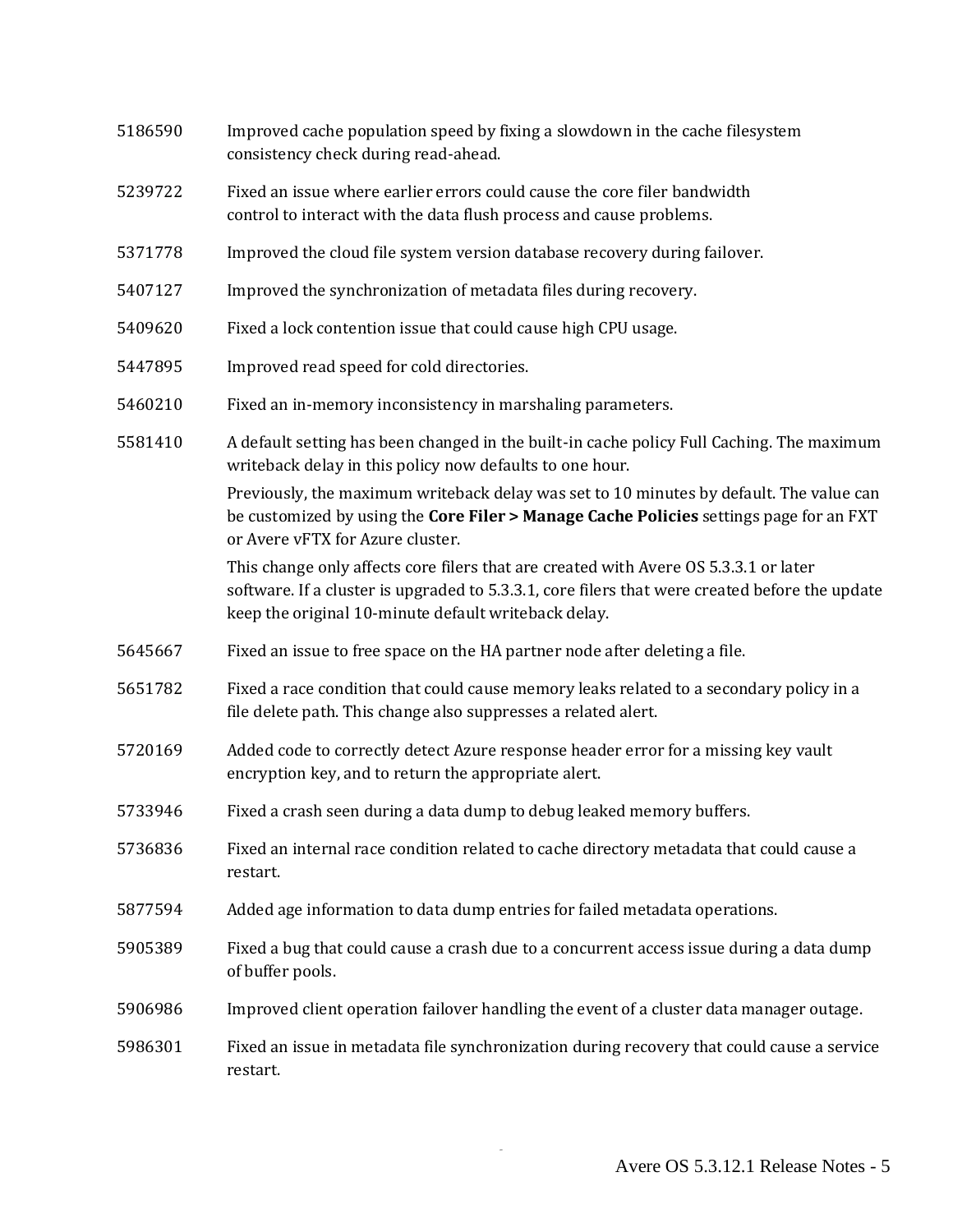| | |
|---|---|
| 5186590 | Improved cache population speed by fixing a slowdown in the cache filesystem consistency check during read-ahead. |
| 5239722 | Fixed an issue where earlier errors could cause the core filer bandwidth control to interact with the data flush process and cause problems. |
| 5371778 | Improved the cloud file system version database recovery during failover. |
| 5407127 | Improved the synchronization of metadata files during recovery. |
| 5409620 | Fixed a lock contention issue that could cause high CPU usage. |
| 5447895 | Improved read speed for cold directories. |
| 5460210 | Fixed an in-memory inconsistency in marshaling parameters. |
| 5581410 | A default setting has been changed in the built-in cache policy Full Caching. The maximum writeback delay in this policy now defaults to one hour.<br><br>Previously, the maximum writeback delay was set to 10 minutes by default. The value can be customized by using the **Core Filer > Manage Cache Policies** settings page for an FXT or Avere vFTX for Azure cluster.<br><br>This change only affects core filers that are created with Avere OS 5.3.3.1 or later software. If a cluster is upgraded to 5.3.3.1, core filers that were created before the update keep the original 10-minute default writeback delay. |
| 5645667 | Fixed an issue to free space on the HA partner node after deleting a file. |
| 5651782 | Fixed a race condition that could cause memory leaks related to a secondary policy in a file delete path. This change also suppresses a related alert. |
| 5720169 | Added code to correctly detect Azure response header error for a missing key vault encryption key, and to return the appropriate alert. |
| 5733946 | Fixed a crash seen during a data dump to debug leaked memory buffers. |
| 5736836 | Fixed an internal race condition related to cache directory metadata that could cause a restart. |
| 5877594 | Added age information to data dump entries for failed metadata operations. |
| 5905389 | Fixed a bug that could cause a crash due to a concurrent access issue during a data dump of buffer pools. |
| 5906986 | Improved client operation failover handling the event of a cluster data manager outage. |
| 5986301 | Fixed an issue in metadata file synchronization during recovery that could cause a service restart. |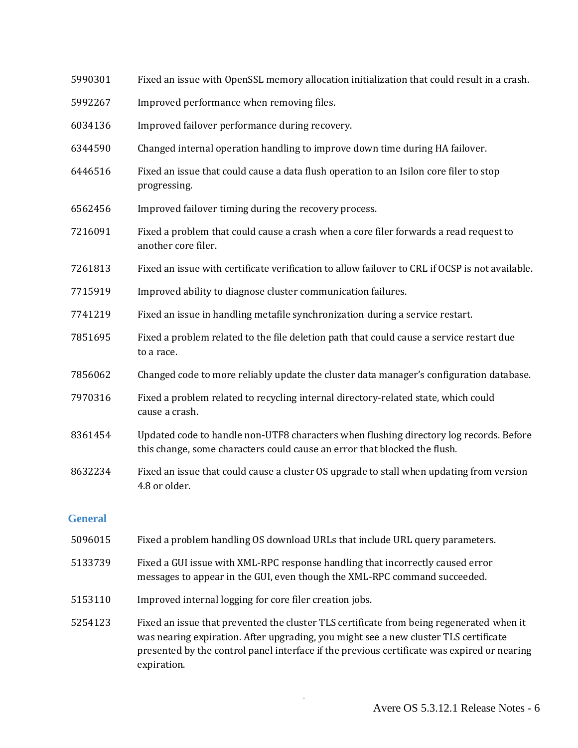| | |
|---|---|
| 5990301 | Fixed an issue with OpenSSL memory allocation initialization that could result in a crash. |
| 5992267 | Improved performance when removing files. |
| 6034136 | Improved failover performance during recovery. |
| 6344590 | Changed internal operation handling to improve down time during HA failover. |
| 6446516 | Fixed an issue that could cause a data flush operation to an Isilon core filer to stop progressing. |
| 6562456 | Improved failover timing during the recovery process. |
| 7216091 | Fixed a problem that could cause a crash when a core filer forwards a read request to another core filer. |
| 7261813 | Fixed an issue with certificate verification to allow failover to CRL if OCSP is not available. |
| 7715919 | Improved ability to diagnose cluster communication failures. |
| 7741219 | Fixed an issue in handling metafile synchronization during a service restart. |
| 7851695 | Fixed a problem related to the file deletion path that could cause a service restart due to a race. |
| 7856062 | Changed code to more reliably update the cluster data manager's configuration database. |
| 7970316 | Fixed a problem related to recycling internal directory-related state, which could cause a crash. |
| 8361454 | Updated code to handle non-UTF8 characters when flushing directory log records. Before this change, some characters could cause an error that blocked the flush. |
| 8632234 | Fixed an issue that could cause a cluster OS upgrade to stall when updating from version 4.8 or older. |

### General

| | |
|---|---|
| 5096015 | Fixed a problem handling OS download URLs that include URL query parameters. |
| 5133739 | Fixed a GUI issue with XML-RPC response handling that incorrectly caused error messages to appear in the GUI, even though the XML-RPC command succeeded. |
| 5153110 | Improved internal logging for core filer creation jobs. |
| 5254123 | Fixed an issue that prevented the cluster TLS certificate from being regenerated when it was nearing expiration. After upgrading, you might see a new cluster TLS certificate presented by the control panel interface if the previous certificate was expired or nearing expiration. |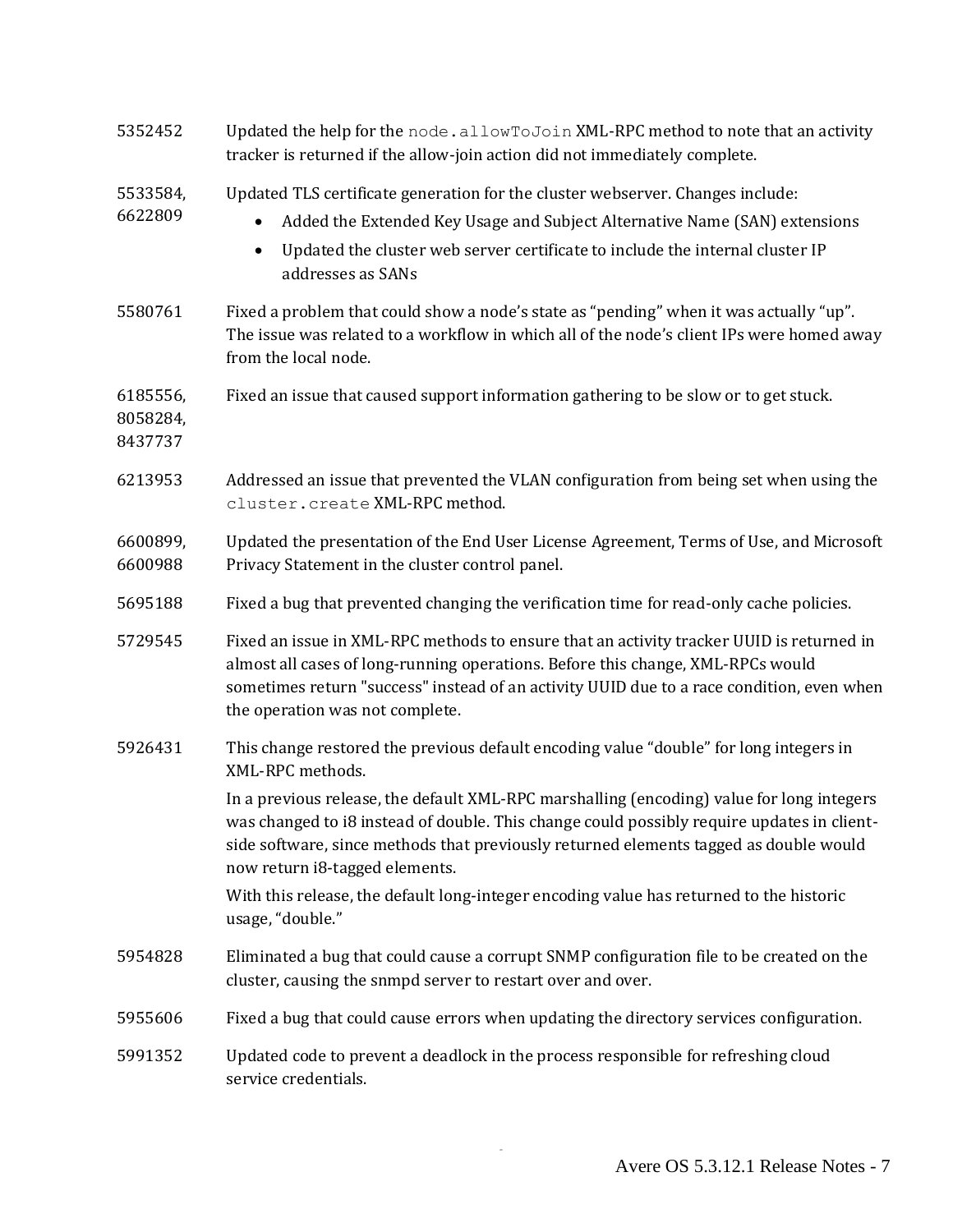| | |
|---|---|
| 5352452 | Updated the help for the `node.allowToJoin` XML-RPC method to note that an activity tracker is returned if the allow-join action did not immediately complete. |
| 5533584, 6622809 | Updated TLS certificate generation for the cluster webserver. Changes include:<br>• Added the Extended Key Usage and Subject Alternative Name (SAN) extensions<br>• Updated the cluster web server certificate to include the internal cluster IP addresses as SANs |
| 5580761 | Fixed a problem that could show a node's state as "pending" when it was actually "up". The issue was related to a workflow in which all of the node's client IPs were homed away from the local node. |
| 6185556, 8058284, 8437737 | Fixed an issue that caused support information gathering to be slow or to get stuck. |
| 6213953 | Addressed an issue that prevented the VLAN configuration from being set when using the `cluster.create` XML-RPC method. |
| 6600899, 6600988 | Updated the presentation of the End User License Agreement, Terms of Use, and Microsoft Privacy Statement in the cluster control panel. |
| 5695188 | Fixed a bug that prevented changing the verification time for read-only cache policies. |
| 5729545 | Fixed an issue in XML-RPC methods to ensure that an activity tracker UUID is returned in almost all cases of long-running operations. Before this change, XML-RPCs would sometimes return "success" instead of an activity UUID due to a race condition, even when the operation was not complete. |
| 5926431 | This change restored the previous default encoding value "double" for long integers in XML-RPC methods.<br>In a previous release, the default XML-RPC marshalling (encoding) value for long integers was changed to i8 instead of double. This change could possibly require updates in client-side software, since methods that previously returned elements tagged as double would now return i8-tagged elements.<br>With this release, the default long-integer encoding value has returned to the historic usage, "double." |
| 5954828 | Eliminated a bug that could cause a corrupt SNMP configuration file to be created on the cluster, causing the snmpd server to restart over and over. |
| 5955606 | Fixed a bug that could cause errors when updating the directory services configuration. |
| 5991352 | Updated code to prevent a deadlock in the process responsible for refreshing cloud service credentials. |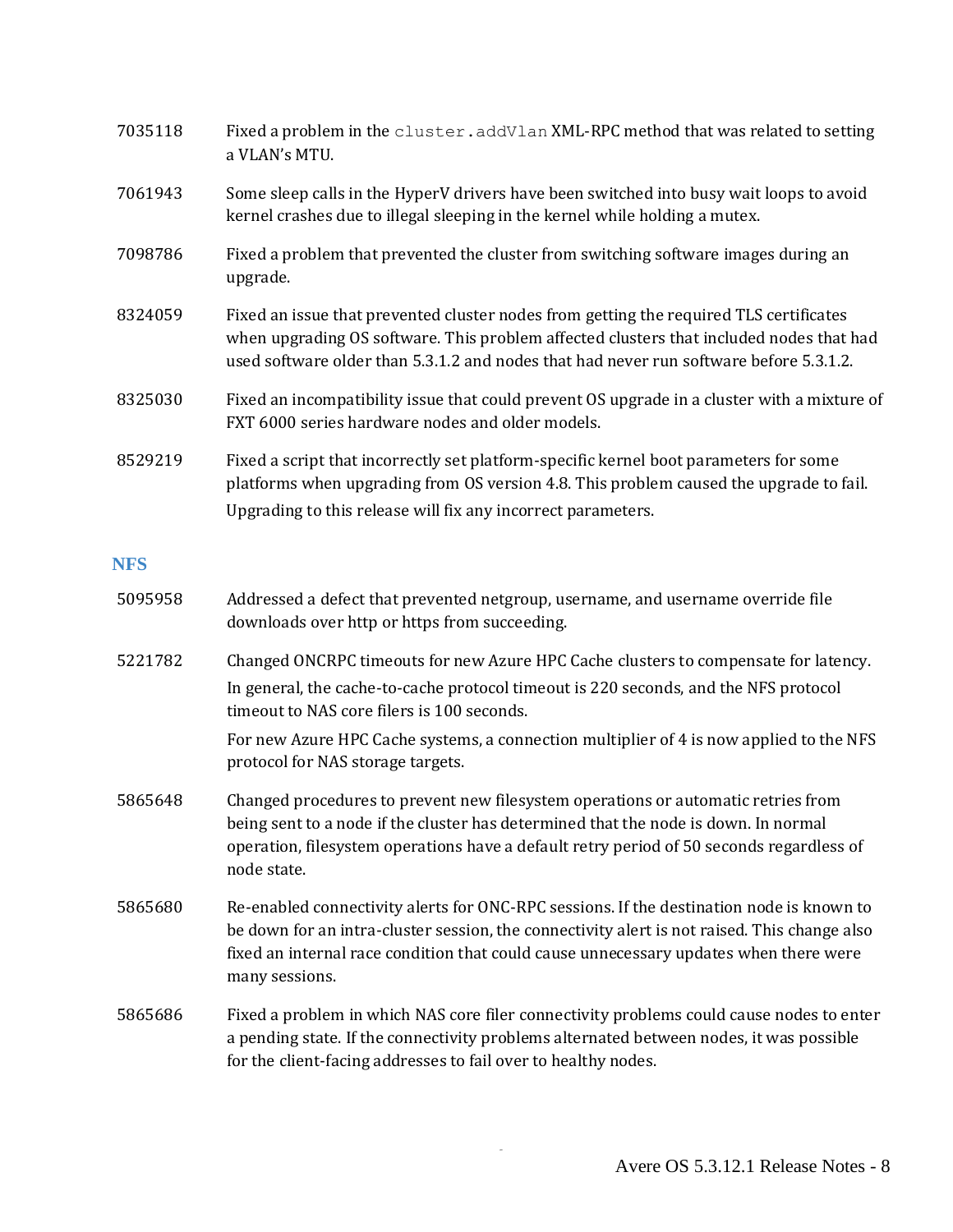| | |
|---|---|
| 7035118 | Fixed a problem in the `cluster.addVlan` XML-RPC method that was related to setting a VLAN's MTU. |
| 7061943 | Some sleep calls in the HyperV drivers have been switched into busy wait loops to avoid kernel crashes due to illegal sleeping in the kernel while holding a mutex. |
| 7098786 | Fixed a problem that prevented the cluster from switching software images during an upgrade. |
| 8324059 | Fixed an issue that prevented cluster nodes from getting the required TLS certificates when upgrading OS software. This problem affected clusters that included nodes that had used software older than 5.3.1.2 and nodes that had never run software before 5.3.1.2. |
| 8325030 | Fixed an incompatibility issue that could prevent OS upgrade in a cluster with a mixture of FXT 6000 series hardware nodes and older models. |
| 8529219 | Fixed a script that incorrectly set platform-specific kernel boot parameters for some platforms when upgrading from OS version 4.8. This problem caused the upgrade to fail. Upgrading to this release will fix any incorrect parameters. |

## NFS

| | |
|---|---|
| 5095958 | Addressed a defect that prevented netgroup, username, and username override file downloads over http or https from succeeding. |
| 5221782 | Changed ONCRPC timeouts for new Azure HPC Cache clusters to compensate for latency. In general, the cache-to-cache protocol timeout is 220 seconds, and the NFS protocol timeout to NAS core filers is 100 seconds. For new Azure HPC Cache systems, a connection multiplier of 4 is now applied to the NFS protocol for NAS storage targets. |
| 5865648 | Changed procedures to prevent new filesystem operations or automatic retries from being sent to a node if the cluster has determined that the node is down. In normal operation, filesystem operations have a default retry period of 50 seconds regardless of node state. |
| 5865680 | Re-enabled connectivity alerts for ONC-RPC sessions. If the destination node is known to be down for an intra-cluster session, the connectivity alert is not raised. This change also fixed an internal race condition that could cause unnecessary updates when there were many sessions. |
| 5865686 | Fixed a problem in which NAS core filer connectivity problems could cause nodes to enter a pending state. If the connectivity problems alternated between nodes, it was possible for the client-facing addresses to fail over to healthy nodes. |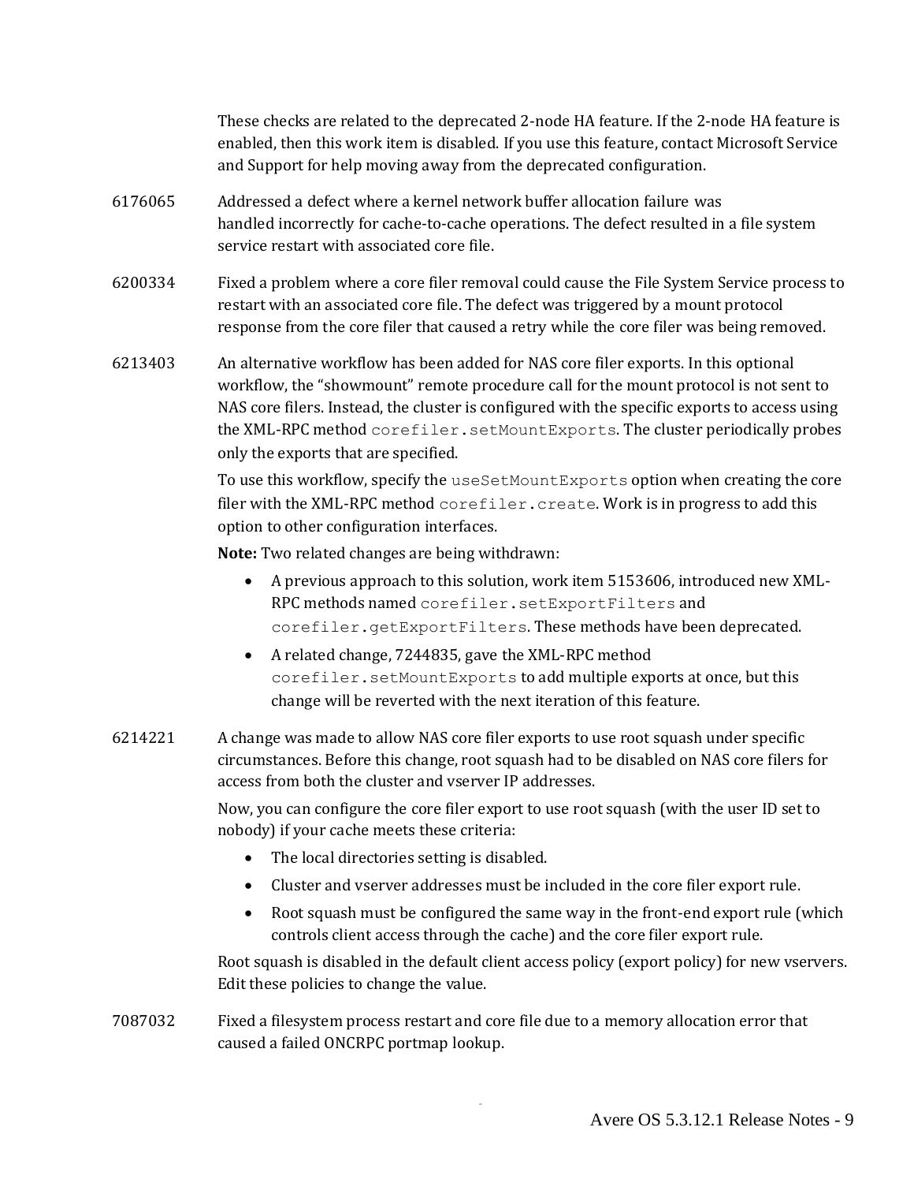These checks are related to the deprecated 2-node HA feature. If the 2-node HA feature is enabled, then this work item is disabled. If you use this feature, contact Microsoft Service and Support for help moving away from the deprecated configuration.

6176065 Addressed a defect where a kernel network buffer allocation failure was handled incorrectly for cache-to-cache operations. The defect resulted in a file system service restart with associated core file.

6200334 Fixed a problem where a core filer removal could cause the File System Service process to restart with an associated core file. The defect was triggered by a mount protocol response from the core filer that caused a retry while the core filer was being removed.

6213403 An alternative workflow has been added for NAS core filer exports. In this optional workflow, the "showmount" remote procedure call for the mount protocol is not sent to NAS core filers. Instead, the cluster is configured with the specific exports to access using the XML-RPC method `corefiler.setMountExports`. The cluster periodically probes only the exports that are specified.

To use this workflow, specify the `useSetMountExports` option when creating the core filer with the XML-RPC method `corefiler.create`. Work is in progress to add this option to other configuration interfaces.

**Note:** Two related changes are being withdrawn:

- A previous approach to this solution, work item 5153606, introduced new XML-RPC methods named `corefiler.setExportFilters` and `corefiler.getExportFilters`. These methods have been deprecated.
- A related change, 7244835, gave the XML-RPC method `corefiler.setMountExports` to add multiple exports at once, but this change will be reverted with the next iteration of this feature.

6214221 A change was made to allow NAS core filer exports to use root squash under specific circumstances. Before this change, root squash had to be disabled on NAS core filers for access from both the cluster and vserver IP addresses.

Now, you can configure the core filer export to use root squash (with the user ID set to nobody) if your cache meets these criteria:

- The local directories setting is disabled.
- Cluster and vserver addresses must be included in the core filer export rule.
- Root squash must be configured the same way in the front-end export rule (which controls client access through the cache) and the core filer export rule.

Root squash is disabled in the default client access policy (export policy) for new vservers. Edit these policies to change the value.

7087032 Fixed a filesystem process restart and core file due to a memory allocation error that caused a failed ONCRPC portmap lookup.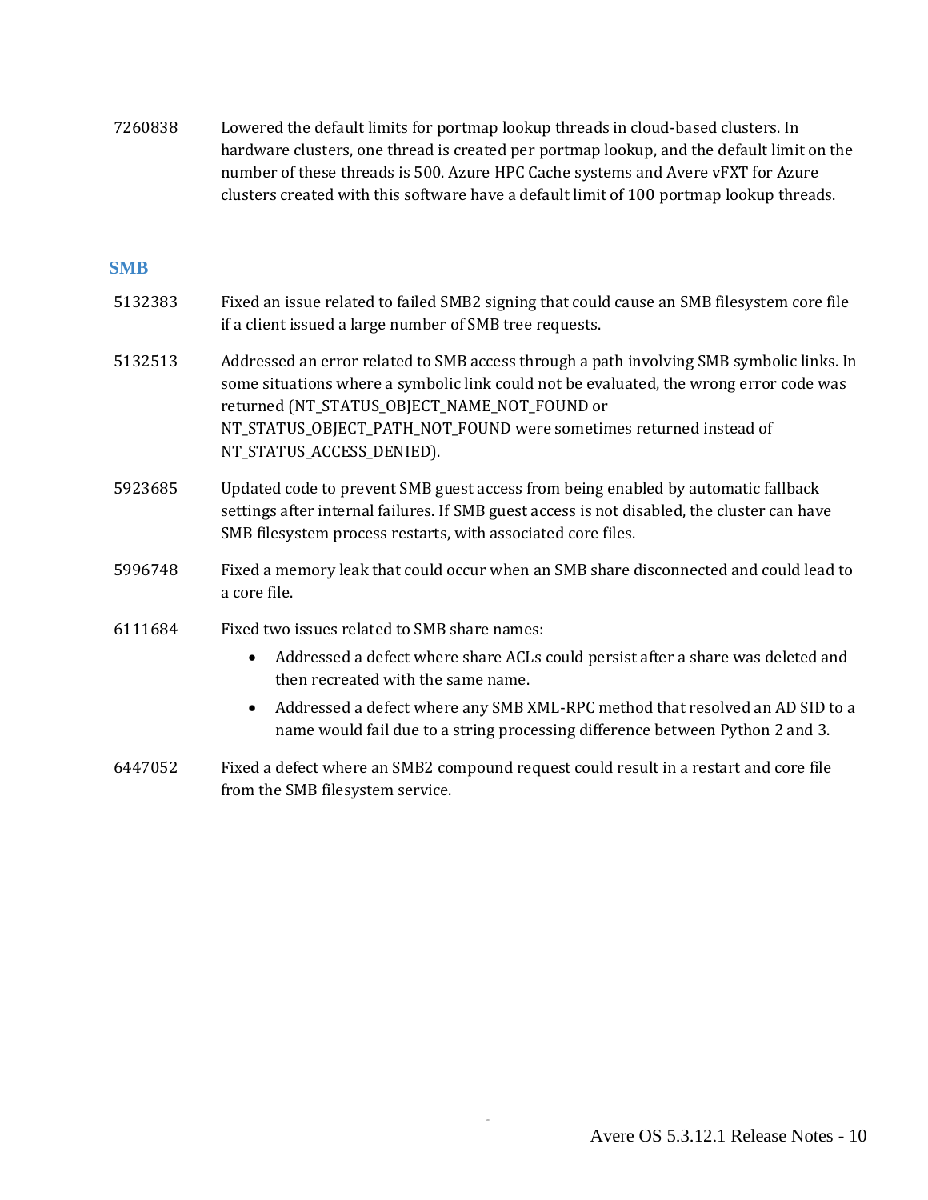| | |
|---|---|
| 7260838 | Lowered the default limits for portmap lookup threads in cloud-based clusters. In hardware clusters, one thread is created per portmap lookup, and the default limit on the number of these threads is 500. Azure HPC Cache systems and Avere vFXT for Azure clusters created with this software have a default limit of 100 portmap lookup threads. |

### SMB

| | |
|---|---|
| 5132383 | Fixed an issue related to failed SMB2 signing that could cause an SMB filesystem core file if a client issued a large number of SMB tree requests. |
| 5132513 | Addressed an error related to SMB access through a path involving SMB symbolic links. In some situations where a symbolic link could not be evaluated, the wrong error code was returned (NT_STATUS_OBJECT_NAME_NOT_FOUND or NT_STATUS_OBJECT_PATH_NOT_FOUND were sometimes returned instead of NT_STATUS_ACCESS_DENIED). |
| 5923685 | Updated code to prevent SMB guest access from being enabled by automatic fallback settings after internal failures. If SMB guest access is not disabled, the cluster can have SMB filesystem process restarts, with associated core files. |
| 5996748 | Fixed a memory leak that could occur when an SMB share disconnected and could lead to a core file. |
| 6111684 | Fixed two issues related to SMB share names:<br>• Addressed a defect where share ACLs could persist after a share was deleted and then recreated with the same name.<br>• Addressed a defect where any SMB XML-RPC method that resolved an AD SID to a name would fail due to a string processing difference between Python 2 and 3. |
| 6447052 | Fixed a defect where an SMB2 compound request could result in a restart and core file from the SMB filesystem service. |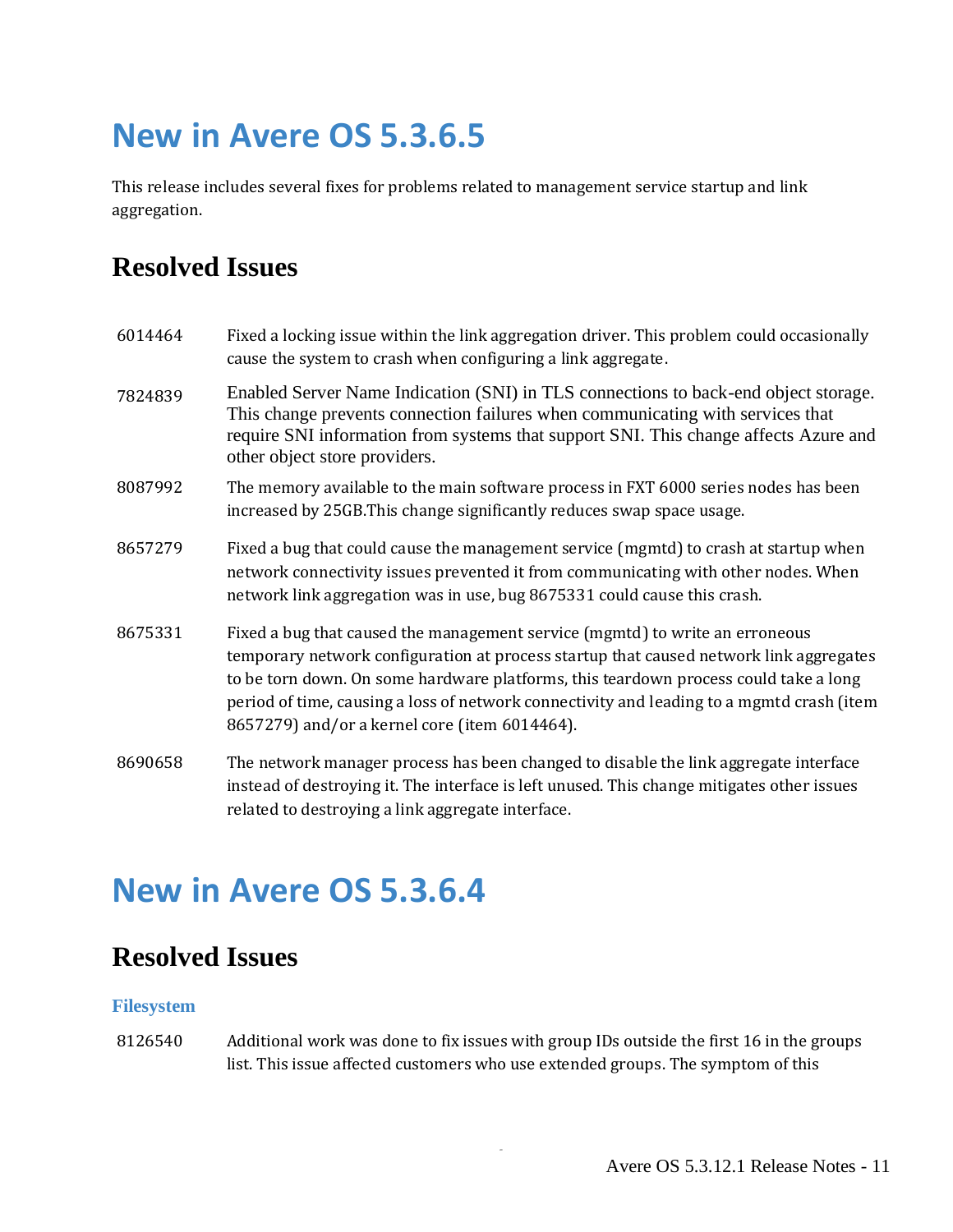# New in Avere OS 5.3.6.5

This release includes several fixes for problems related to management service startup and link aggregation.

## Resolved Issues

| | |
|---|---|
| 6014464 | Fixed a locking issue within the link aggregation driver. This problem could occasionally cause the system to crash when configuring a link aggregate. |
| 7824839 | Enabled Server Name Indication (SNI) in TLS connections to back-end object storage. This change prevents connection failures when communicating with services that require SNI information from systems that support SNI. This change affects Azure and other object store providers. |
| 8087992 | The memory available to the main software process in FXT 6000 series nodes has been increased by 25GB.This change significantly reduces swap space usage. |
| 8657279 | Fixed a bug that could cause the management service (mgmtd) to crash at startup when network connectivity issues prevented it from communicating with other nodes. When network link aggregation was in use, bug 8675331 could cause this crash. |
| 8675331 | Fixed a bug that caused the management service (mgmtd) to write an erroneous temporary network configuration at process startup that caused network link aggregates to be torn down. On some hardware platforms, this teardown process could take a long period of time, causing a loss of network connectivity and leading to a mgmtd crash (item 8657279) and/or a kernel core (item 6014464). |
| 8690658 | The network manager process has been changed to disable the link aggregate interface instead of destroying it. The interface is left unused. This change mitigates other issues related to destroying a link aggregate interface. |

# New in Avere OS 5.3.6.4

## Resolved Issues

### Filesystem

| | |
|---|---|
| 8126540 | Additional work was done to fix issues with group IDs outside the first 16 in the groups list. This issue affected customers who use extended groups. The symptom of this |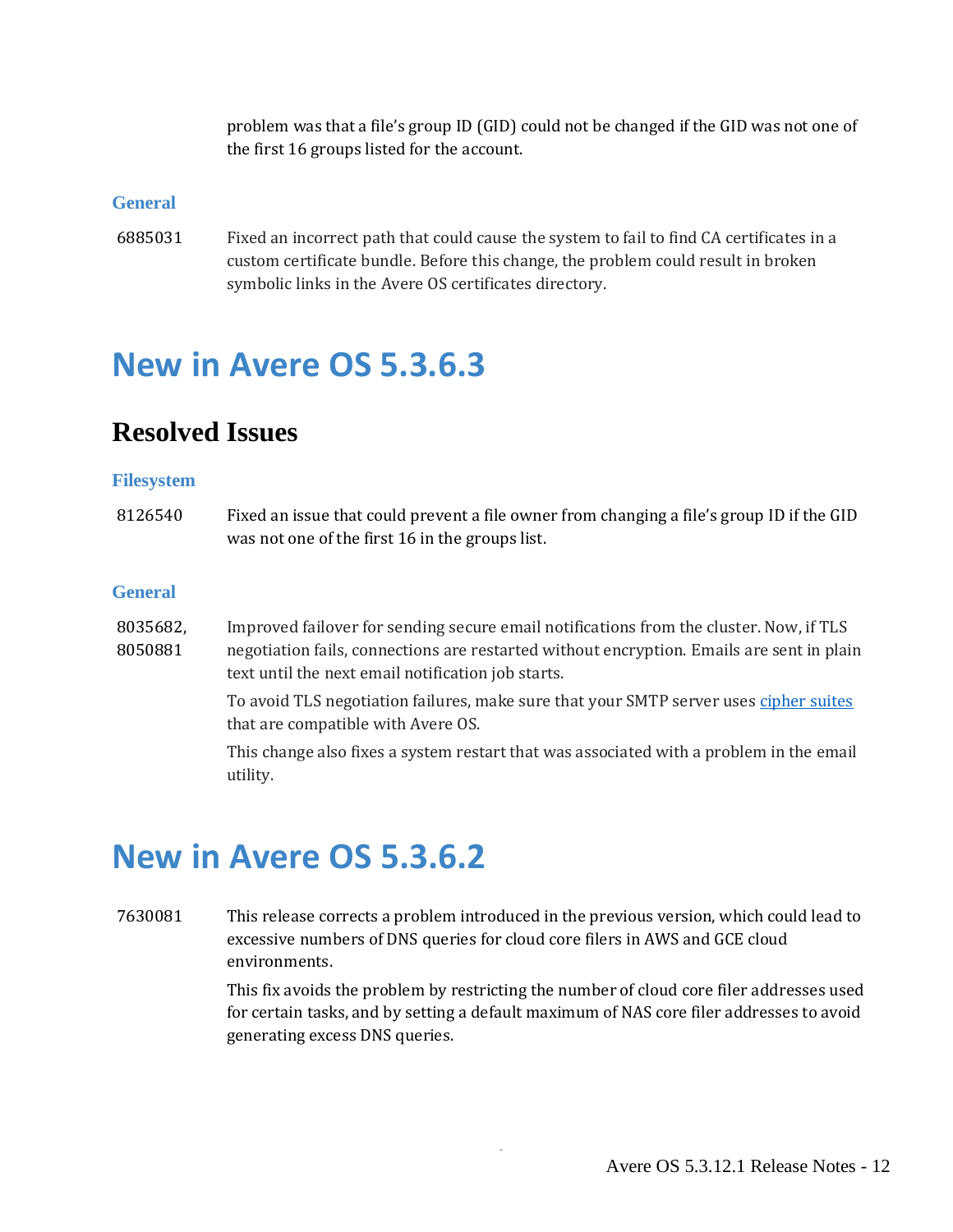problem was that a file's group ID (GID) could not be changed if the GID was not one of the first 16 groups listed for the account.

### General

| | |
|---|---|
| 6885031 | Fixed an incorrect path that could cause the system to fail to find CA certificates in a custom certificate bundle. Before this change, the problem could result in broken symbolic links in the Avere OS certificates directory. |

# New in Avere OS 5.3.6.3

## Resolved Issues

### Filesystem

| | |
|---|---|
| 8126540 | Fixed an issue that could prevent a file owner from changing a file's group ID if the GID was not one of the first 16 in the groups list. |

### General

| | |
|---|---|
| 8035682, 8050881 | Improved failover for sending secure email notifications from the cluster. Now, if TLS negotiation fails, connections are restarted without encryption. Emails are sent in plain text until the next email notification job starts.<br>To avoid TLS negotiation failures, make sure that your SMTP server uses cipher suites that are compatible with Avere OS.<br>This change also fixes a system restart that was associated with a problem in the email utility. |

# New in Avere OS 5.3.6.2

| | |
|---|---|
| 7630081 | This release corrects a problem introduced in the previous version, which could lead to excessive numbers of DNS queries for cloud core filers in AWS and GCE cloud environments.<br>This fix avoids the problem by restricting the number of cloud core filer addresses used for certain tasks, and by setting a default maximum of NAS core filer addresses to avoid generating excess DNS queries. |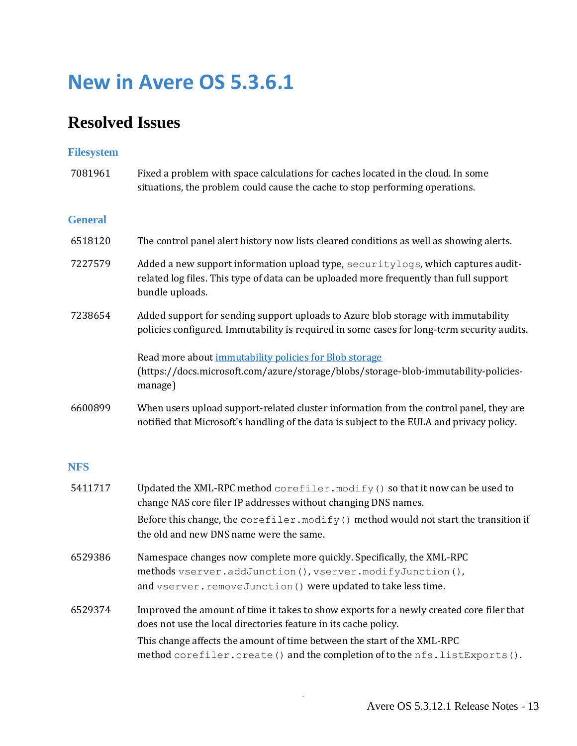# New in Avere OS 5.3.6.1

## Resolved Issues

### Filesystem

| | |
|---|---|
| 7081961 | Fixed a problem with space calculations for caches located in the cloud. In some situations, the problem could cause the cache to stop performing operations. |

### General

| | |
|---|---|
| 6518120 | The control panel alert history now lists cleared conditions as well as showing alerts. |
| 7227579 | Added a new support information upload type, `securitylogs`, which captures audit-related log files. This type of data can be uploaded more frequently than full support bundle uploads. |
| 7238654 | Added support for sending support uploads to Azure blob storage with immutability policies configured. Immutability is required in some cases for long-term security audits.<br><br>Read more about [immutability policies for Blob storage](https://docs.microsoft.com/azure/storage/blobs/storage-blob-immutability-policies-manage) (https://docs.microsoft.com/azure/storage/blobs/storage-blob-immutability-policies-manage) |
| 6600899 | When users upload support-related cluster information from the control panel, they are notified that Microsoft's handling of the data is subject to the EULA and privacy policy. |

### NFS

| | |
|---|---|
| 5411717 | Updated the XML-RPC method `corefiler.modify()` so that it now can be used to change NAS core filer IP addresses without changing DNS names.<br><br>Before this change, the `corefiler.modify()` method would not start the transition if the old and new DNS name were the same. |
| 6529386 | Namespace changes now complete more quickly. Specifically, the XML-RPC methods `vserver.addJunction()`, `vserver.modifyJunction()`, and `vserver.removeJunction()` were updated to take less time. |
| 6529374 | Improved the amount of time it takes to show exports for a newly created core filer that does not use the local directories feature in its cache policy.<br><br>This change affects the amount of time between the start of the XML-RPC method `corefiler.create()` and the completion of to the `nfs.listExports()`. |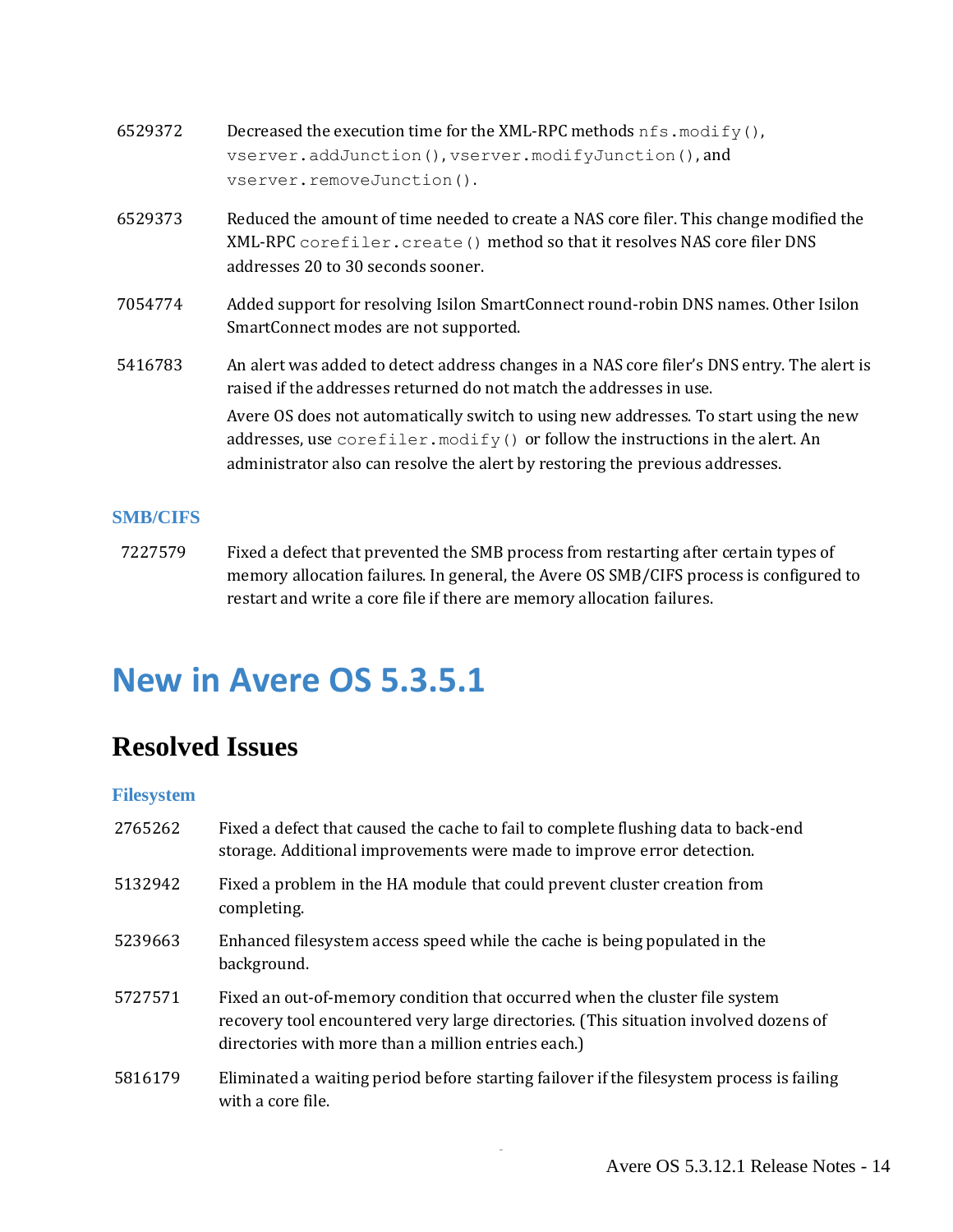6529372 Decreased the execution time for the XML-RPC methods `nfs.modify()`, `vserver.addJunction()`, `vserver.modifyJunction()`, and `vserver.removeJunction()`.

6529373 Reduced the amount of time needed to create a NAS core filer. This change modified the XML-RPC `corefiler.create()` method so that it resolves NAS core filer DNS addresses 20 to 30 seconds sooner.

7054774 Added support for resolving Isilon SmartConnect round-robin DNS names. Other Isilon SmartConnect modes are not supported.

5416783 An alert was added to detect address changes in a NAS core filer's DNS entry. The alert is raised if the addresses returned do not match the addresses in use.

Avere OS does not automatically switch to using new addresses. To start using the new addresses, use `corefiler.modify()` or follow the instructions in the alert. An administrator also can resolve the alert by restoring the previous addresses.

### SMB/CIFS

7227579 Fixed a defect that prevented the SMB process from restarting after certain types of memory allocation failures. In general, the Avere OS SMB/CIFS process is configured to restart and write a core file if there are memory allocation failures.

# New in Avere OS 5.3.5.1

## Resolved Issues

### Filesystem

2765262 Fixed a defect that caused the cache to fail to complete flushing data to back-end storage. Additional improvements were made to improve error detection.

5132942 Fixed a problem in the HA module that could prevent cluster creation from completing.

5239663 Enhanced filesystem access speed while the cache is being populated in the background.

5727571 Fixed an out-of-memory condition that occurred when the cluster file system recovery tool encountered very large directories. (This situation involved dozens of directories with more than a million entries each.)

5816179 Eliminated a waiting period before starting failover if the filesystem process is failing with a core file.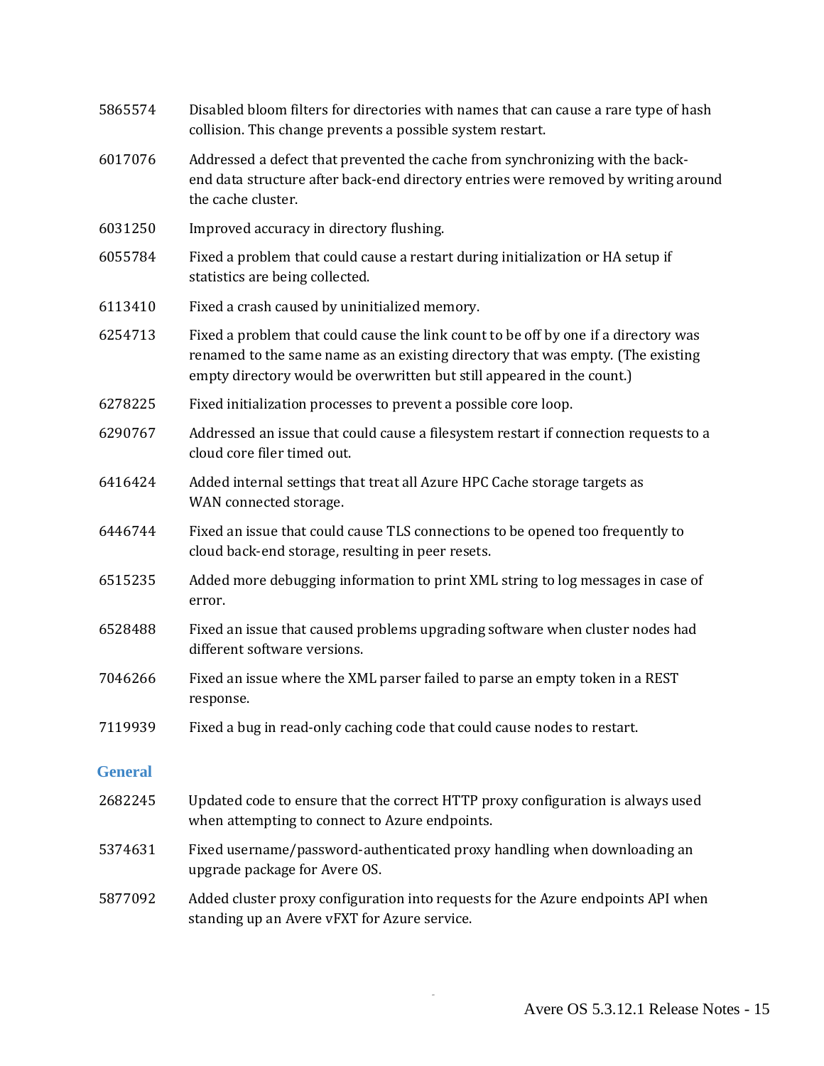| | |
|---|---|
| 5865574 | Disabled bloom filters for directories with names that can cause a rare type of hash collision. This change prevents a possible system restart. |
| 6017076 | Addressed a defect that prevented the cache from synchronizing with the back-end data structure after back-end directory entries were removed by writing around the cache cluster. |
| 6031250 | Improved accuracy in directory flushing. |
| 6055784 | Fixed a problem that could cause a restart during initialization or HA setup if statistics are being collected. |
| 6113410 | Fixed a crash caused by uninitialized memory. |
| 6254713 | Fixed a problem that could cause the link count to be off by one if a directory was renamed to the same name as an existing directory that was empty. (The existing empty directory would be overwritten but still appeared in the count.) |
| 6278225 | Fixed initialization processes to prevent a possible core loop. |
| 6290767 | Addressed an issue that could cause a filesystem restart if connection requests to a cloud core filer timed out. |
| 6416424 | Added internal settings that treat all Azure HPC Cache storage targets as WAN connected storage. |
| 6446744 | Fixed an issue that could cause TLS connections to be opened too frequently to cloud back-end storage, resulting in peer resets. |
| 6515235 | Added more debugging information to print XML string to log messages in case of error. |
| 6528488 | Fixed an issue that caused problems upgrading software when cluster nodes had different software versions. |
| 7046266 | Fixed an issue where the XML parser failed to parse an empty token in a REST response. |
| 7119939 | Fixed a bug in read-only caching code that could cause nodes to restart. |

## General

| | |
|---|---|
| 2682245 | Updated code to ensure that the correct HTTP proxy configuration is always used when attempting to connect to Azure endpoints. |
| 5374631 | Fixed username/password-authenticated proxy handling when downloading an upgrade package for Avere OS. |
| 5877092 | Added cluster proxy configuration into requests for the Azure endpoints API when standing up an Avere vFXT for Azure service. |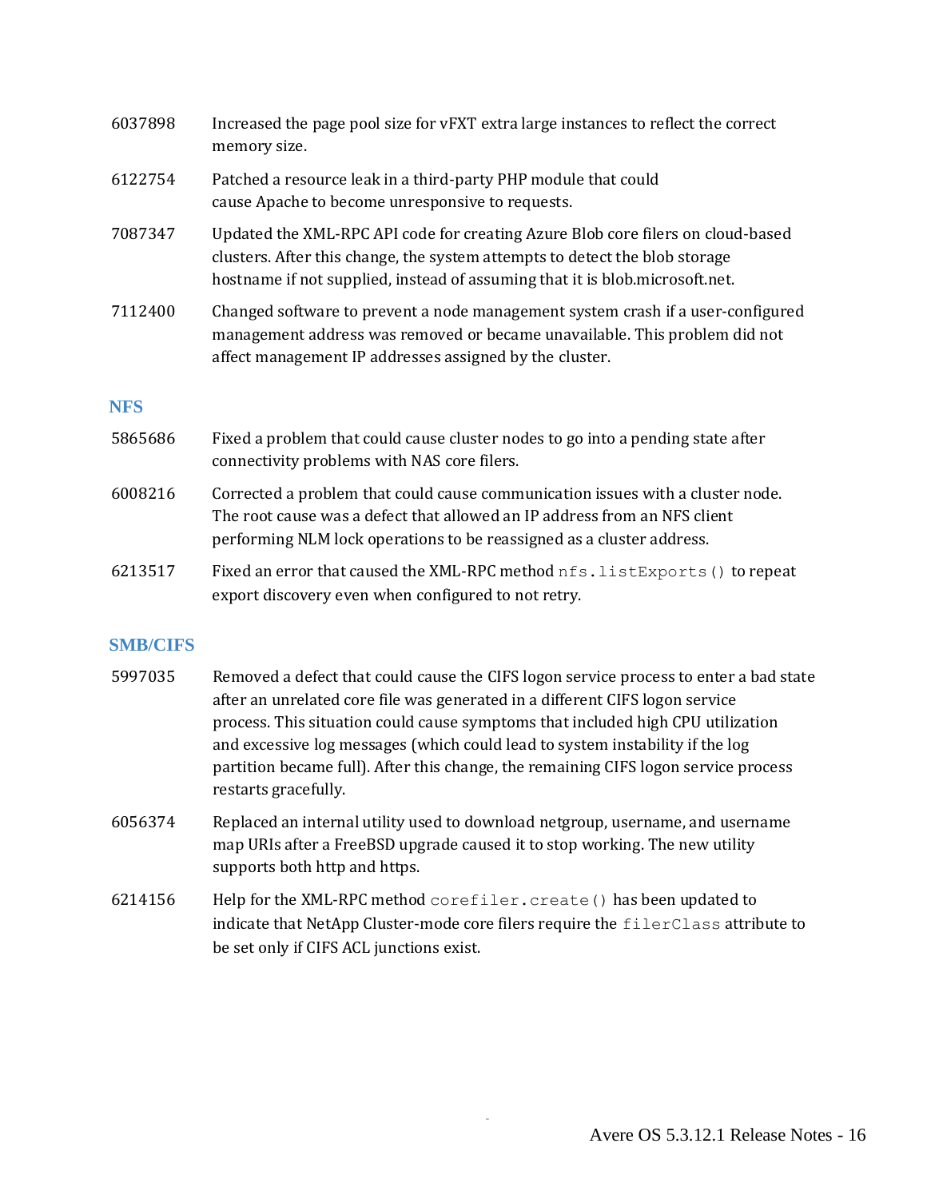| | |
|---|---|
| 6037898 | Increased the page pool size for vFXT extra large instances to reflect the correct memory size. |
| 6122754 | Patched a resource leak in a third-party PHP module that could cause Apache to become unresponsive to requests. |
| 7087347 | Updated the XML-RPC API code for creating Azure Blob core filers on cloud-based clusters. After this change, the system attempts to detect the blob storage hostname if not supplied, instead of assuming that it is blob.microsoft.net. |
| 7112400 | Changed software to prevent a node management system crash if a user-configured management address was removed or became unavailable. This problem did not affect management IP addresses assigned by the cluster. |

### NFS

| | |
|---|---|
| 5865686 | Fixed a problem that could cause cluster nodes to go into a pending state after connectivity problems with NAS core filers. |
| 6008216 | Corrected a problem that could cause communication issues with a cluster node. The root cause was a defect that allowed an IP address from an NFS client performing NLM lock operations to be reassigned as a cluster address. |
| 6213517 | Fixed an error that caused the XML-RPC method `nfs.listExports()` to repeat export discovery even when configured to not retry. |

### SMB/CIFS

| | |
|---|---|
| 5997035 | Removed a defect that could cause the CIFS logon service process to enter a bad state after an unrelated core file was generated in a different CIFS logon service process. This situation could cause symptoms that included high CPU utilization and excessive log messages (which could lead to system instability if the log partition became full). After this change, the remaining CIFS logon service process restarts gracefully. |
| 6056374 | Replaced an internal utility used to download netgroup, username, and username map URIs after a FreeBSD upgrade caused it to stop working. The new utility supports both http and https. |
| 6214156 | Help for the XML-RPC method `corefiler.create()` has been updated to indicate that NetApp Cluster-mode core filers require the `filerClass` attribute to be set only if CIFS ACL junctions exist. |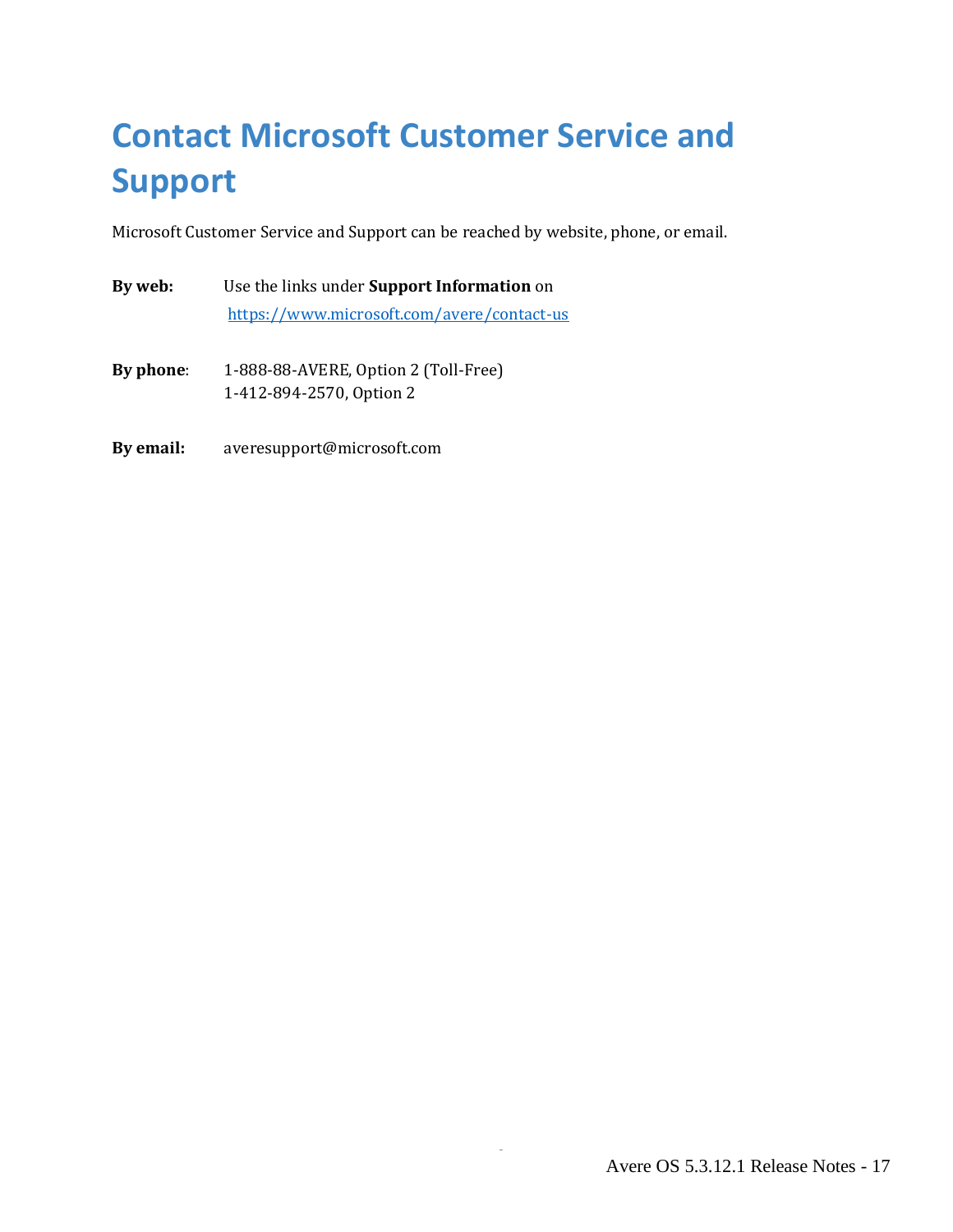# Contact Microsoft Customer Service and Support

Microsoft Customer Service and Support can be reached by website, phone, or email.

**By web:** Use the links under **Support Information** on https://www.microsoft.com/avere/contact-us

**By phone**: 1-888-88-AVERE, Option 2 (Toll-Free)
1-412-894-2570, Option 2

**By email:** averesupport@microsoft.com